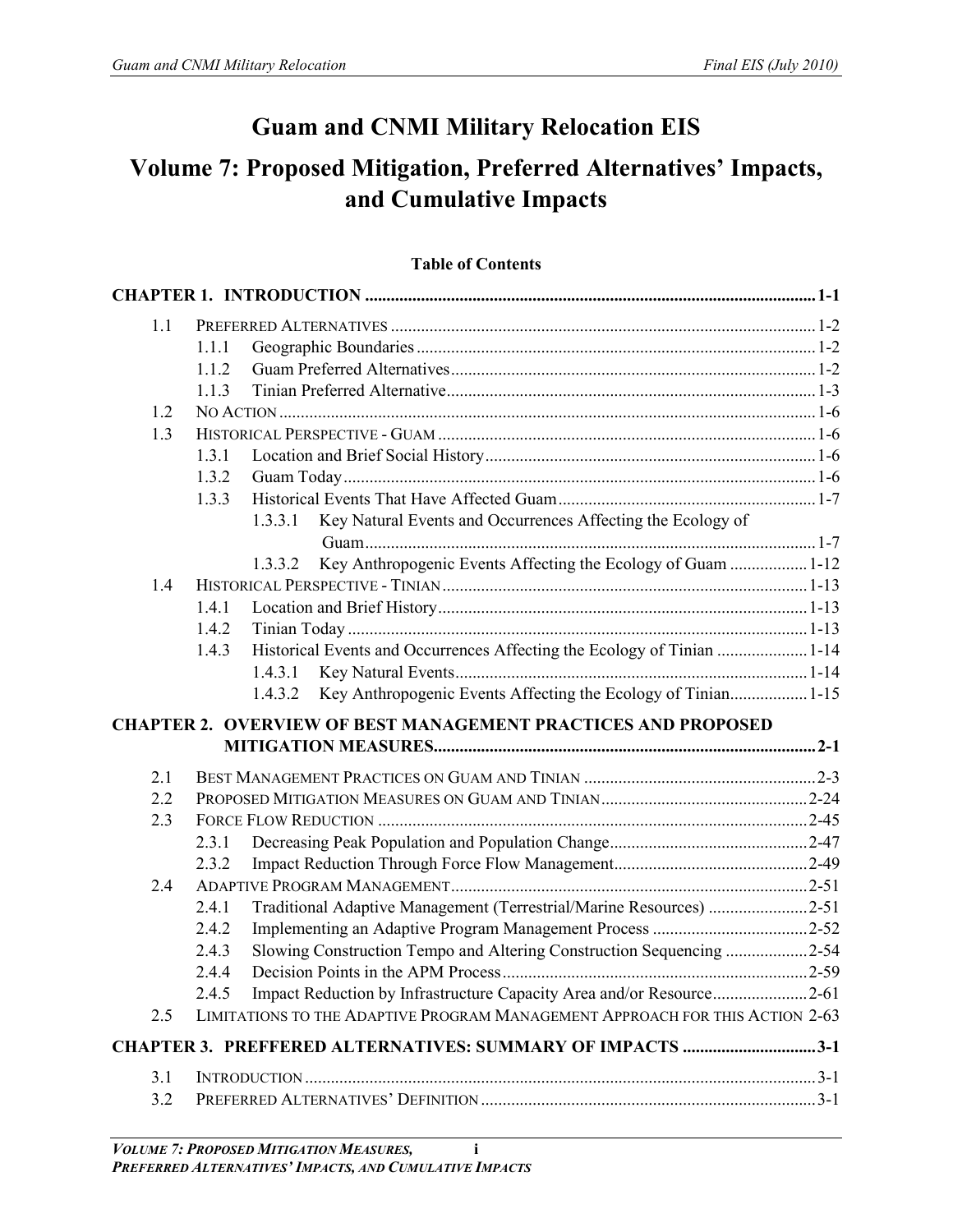# Guam and CNMI Military Relocation EIS

# Volume 7: Proposed Mitigation, Preferred Alternatives' Impacts, and Cumulative Impacts

**Table of Contents**

**CHAPTER 1. INTRODUCTION ........................................................................................................ 1-1**

- 1.1 PREFERRED ALTERNATIVES .................................................................................................. 1-2
  - 1.1.1 Geographic Boundaries ............................................................................................ 1-2
  - 1.1.2 Guam Preferred Alternatives .................................................................................... 1-2
  - 1.1.3 Tinian Preferred Alternative ..................................................................................... 1-3
- 1.2 NO ACTION ........................................................................................................................... 1-6
- 1.3 HISTORICAL PERSPECTIVE - GUAM ....................................................................................... 1-6
  - 1.3.1 Location and Brief Social History ............................................................................ 1-6
  - 1.3.2 Guam Today ............................................................................................................. 1-6
  - 1.3.3 Historical Events That Have Affected Guam ............................................................ 1-7
    - 1.3.3.1 Key Natural Events and Occurrences Affecting the Ecology of Guam ........................................................................................................ 1-7
    - 1.3.3.2 Key Anthropogenic Events Affecting the Ecology of Guam .................. 1-12
- 1.4 HISTORICAL PERSPECTIVE - TINIAN .................................................................................... 1-13
  - 1.4.1 Location and Brief History ..................................................................................... 1-13
  - 1.4.2 Tinian Today .......................................................................................................... 1-13
  - 1.4.3 Historical Events and Occurrences Affecting the Ecology of Tinian ..................... 1-14
    - 1.4.3.1 Key Natural Events ............................................................................... 1-14
    - 1.4.3.2 Key Anthropogenic Events Affecting the Ecology of Tinian .................. 1-15

**CHAPTER 2. OVERVIEW OF BEST MANAGEMENT PRACTICES AND PROPOSED MITIGATION MEASURES ......................................................................................... 2-1**

- 2.1 BEST MANAGEMENT PRACTICES ON GUAM AND TINIAN ...................................................... 2-3
- 2.2 PROPOSED MITIGATION MEASURES ON GUAM AND TINIAN ................................................ 2-24
- 2.3 FORCE FLOW REDUCTION .................................................................................................... 2-45
  - 2.3.1 Decreasing Peak Population and Population Change .............................................. 2-47
  - 2.3.2 Impact Reduction Through Force Flow Management ............................................. 2-49
- 2.4 ADAPTIVE PROGRAM MANAGEMENT .................................................................................. 2-51
  - 2.4.1 Traditional Adaptive Management (Terrestrial/Marine Resources) ....................... 2-51
  - 2.4.2 Implementing an Adaptive Program Management Process .................................... 2-52
  - 2.4.3 Slowing Construction Tempo and Altering Construction Sequencing ................... 2-54
  - 2.4.4 Decision Points in the APM Process ....................................................................... 2-59
  - 2.4.5 Impact Reduction by Infrastructure Capacity Area and/or Resource ...................... 2-61
- 2.5 LIMITATIONS TO THE ADAPTIVE PROGRAM MANAGEMENT APPROACH FOR THIS ACTION 2-63

**CHAPTER 3. PREFFERED ALTERNATIVES: SUMMARY OF IMPACTS ............................... 3-1**

- 3.1 INTRODUCTION ...................................................................................................................... 3-1
- 3.2 PREFERRED ALTERNATIVES' DEFINITION ............................................................................. 3-1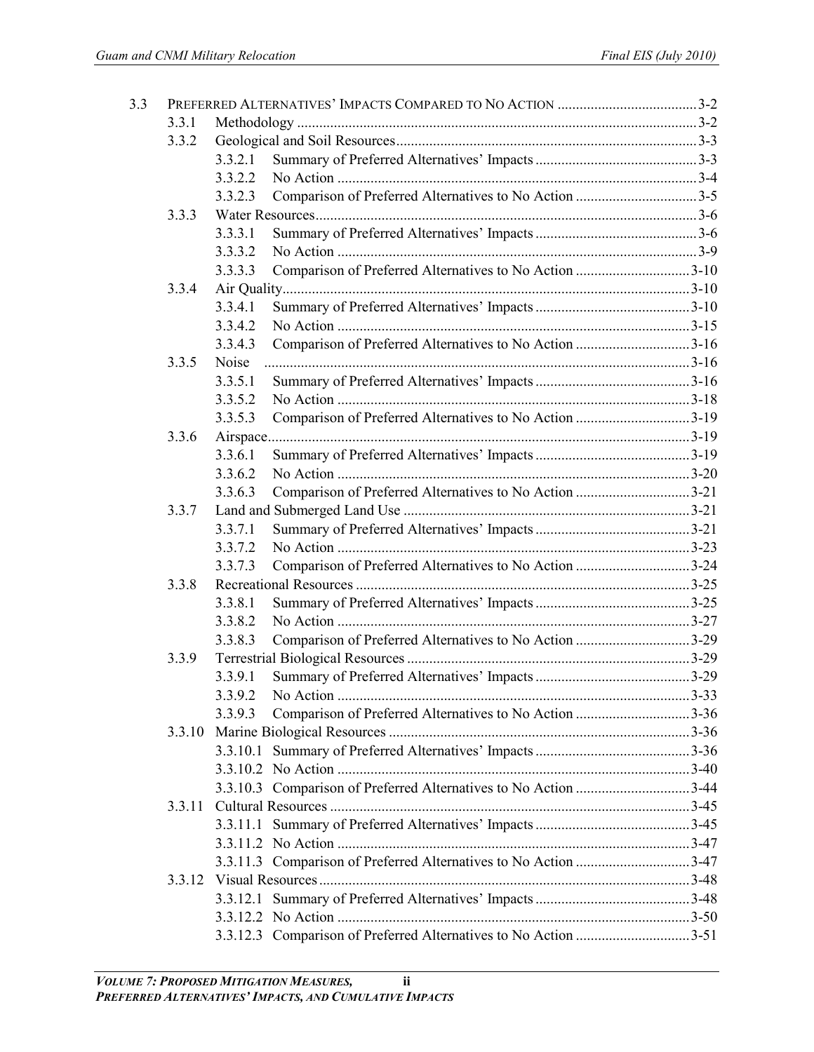| | | | |
|---|---|---|---|
| 3.3 | PREFERRED ALTERNATIVES' IMPACTS COMPARED TO NO ACTION | | 3-2 |
| | 3.3.1 | Methodology | 3-2 |
| | 3.3.2 | Geological and Soil Resources | 3-3 |
| | | 3.3.2.1 Summary of Preferred Alternatives' Impacts | 3-3 |
| | | 3.3.2.2 No Action | 3-4 |
| | | 3.3.2.3 Comparison of Preferred Alternatives to No Action | 3-5 |
| | 3.3.3 | Water Resources | 3-6 |
| | | 3.3.3.1 Summary of Preferred Alternatives' Impacts | 3-6 |
| | | 3.3.3.2 No Action | 3-9 |
| | | 3.3.3.3 Comparison of Preferred Alternatives to No Action | 3-10 |
| | 3.3.4 | Air Quality | 3-10 |
| | | 3.3.4.1 Summary of Preferred Alternatives' Impacts | 3-10 |
| | | 3.3.4.2 No Action | 3-15 |
| | | 3.3.4.3 Comparison of Preferred Alternatives to No Action | 3-16 |
| | 3.3.5 | Noise | 3-16 |
| | | 3.3.5.1 Summary of Preferred Alternatives' Impacts | 3-16 |
| | | 3.3.5.2 No Action | 3-18 |
| | | 3.3.5.3 Comparison of Preferred Alternatives to No Action | 3-19 |
| | 3.3.6 | Airspace | 3-19 |
| | | 3.3.6.1 Summary of Preferred Alternatives' Impacts | 3-19 |
| | | 3.3.6.2 No Action | 3-20 |
| | | 3.3.6.3 Comparison of Preferred Alternatives to No Action | 3-21 |
| | 3.3.7 | Land and Submerged Land Use | 3-21 |
| | | 3.3.7.1 Summary of Preferred Alternatives' Impacts | 3-21 |
| | | 3.3.7.2 No Action | 3-23 |
| | | 3.3.7.3 Comparison of Preferred Alternatives to No Action | 3-24 |
| | 3.3.8 | Recreational Resources | 3-25 |
| | | 3.3.8.1 Summary of Preferred Alternatives' Impacts | 3-25 |
| | | 3.3.8.2 No Action | 3-27 |
| | | 3.3.8.3 Comparison of Preferred Alternatives to No Action | 3-29 |
| | 3.3.9 | Terrestrial Biological Resources | 3-29 |
| | | 3.3.9.1 Summary of Preferred Alternatives' Impacts | 3-29 |
| | | 3.3.9.2 No Action | 3-33 |
| | | 3.3.9.3 Comparison of Preferred Alternatives to No Action | 3-36 |
| | 3.3.10 | Marine Biological Resources | 3-36 |
| | | 3.3.10.1 Summary of Preferred Alternatives' Impacts | 3-36 |
| | | 3.3.10.2 No Action | 3-40 |
| | | 3.3.10.3 Comparison of Preferred Alternatives to No Action | 3-44 |
| | 3.3.11 | Cultural Resources | 3-45 |
| | | 3.3.11.1 Summary of Preferred Alternatives' Impacts | 3-45 |
| | | 3.3.11.2 No Action | 3-47 |
| | | 3.3.11.3 Comparison of Preferred Alternatives to No Action | 3-47 |
| | 3.3.12 | Visual Resources | 3-48 |
| | | 3.3.12.1 Summary of Preferred Alternatives' Impacts | 3-48 |
| | | 3.3.12.2 No Action | 3-50 |
| | | 3.3.12.3 Comparison of Preferred Alternatives to No Action | 3-51 |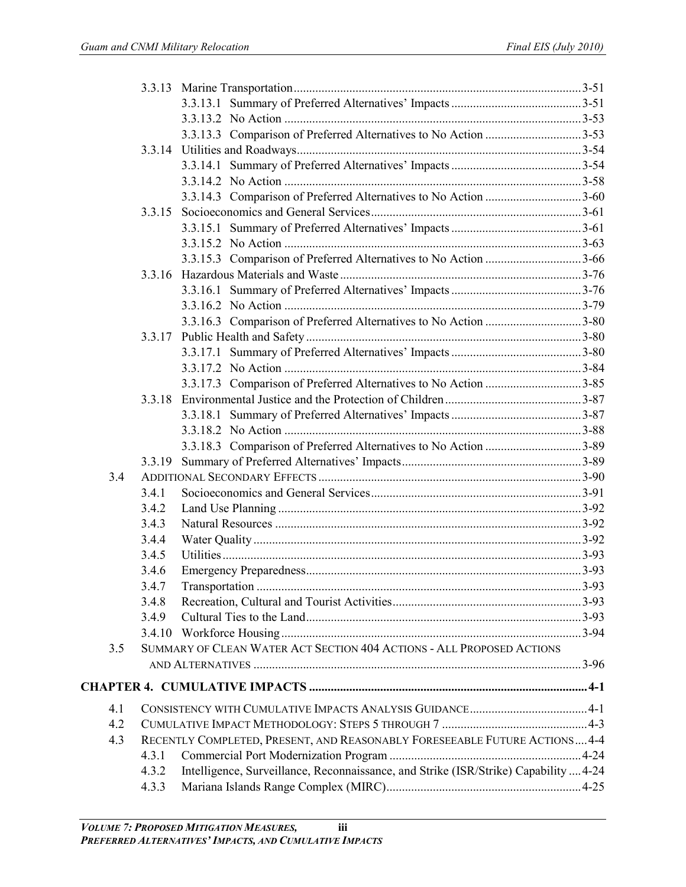- 3.3.13 Marine Transportation ... 3-51
  - 3.3.13.1 Summary of Preferred Alternatives' Impacts ... 3-51
  - 3.3.13.2 No Action ... 3-53
  - 3.3.13.3 Comparison of Preferred Alternatives to No Action ... 3-53
- 3.3.14 Utilities and Roadways ... 3-54
  - 3.3.14.1 Summary of Preferred Alternatives' Impacts ... 3-54
  - 3.3.14.2 No Action ... 3-58
  - 3.3.14.3 Comparison of Preferred Alternatives to No Action ... 3-60
- 3.3.15 Socioeconomics and General Services ... 3-61
  - 3.3.15.1 Summary of Preferred Alternatives' Impacts ... 3-61
  - 3.3.15.2 No Action ... 3-63
  - 3.3.15.3 Comparison of Preferred Alternatives to No Action ... 3-66
- 3.3.16 Hazardous Materials and Waste ... 3-76
  - 3.3.16.1 Summary of Preferred Alternatives' Impacts ... 3-76
  - 3.3.16.2 No Action ... 3-79
  - 3.3.16.3 Comparison of Preferred Alternatives to No Action ... 3-80
- 3.3.17 Public Health and Safety ... 3-80
  - 3.3.17.1 Summary of Preferred Alternatives' Impacts ... 3-80
  - 3.3.17.2 No Action ... 3-84
  - 3.3.17.3 Comparison of Preferred Alternatives to No Action ... 3-85
- 3.3.18 Environmental Justice and the Protection of Children ... 3-87
  - 3.3.18.1 Summary of Preferred Alternatives' Impacts ... 3-87
  - 3.3.18.2 No Action ... 3-88
  - 3.3.18.3 Comparison of Preferred Alternatives to No Action ... 3-89
- 3.3.19 Summary of Preferred Alternatives' Impacts ... 3-89

3.4 ADDITIONAL SECONDARY EFFECTS ... 3-90
- 3.4.1 Socioeconomics and General Services ... 3-91
- 3.4.2 Land Use Planning ... 3-92
- 3.4.3 Natural Resources ... 3-92
- 3.4.4 Water Quality ... 3-92
- 3.4.5 Utilities ... 3-93
- 3.4.6 Emergency Preparedness ... 3-93
- 3.4.7 Transportation ... 3-93
- 3.4.8 Recreation, Cultural and Tourist Activities ... 3-93
- 3.4.9 Cultural Ties to the Land ... 3-93
- 3.4.10 Workforce Housing ... 3-94

3.5 SUMMARY OF CLEAN WATER ACT SECTION 404 ACTIONS - ALL PROPOSED ACTIONS AND ALTERNATIVES ... 3-96

**CHAPTER 4. CUMULATIVE IMPACTS ... 4-1**

4.1 CONSISTENCY WITH CUMULATIVE IMPACTS ANALYSIS GUIDANCE ... 4-1

4.2 CUMULATIVE IMPACT METHODOLOGY: STEPS 5 THROUGH 7 ... 4-3

4.3 RECENTLY COMPLETED, PRESENT, AND REASONABLY FORESEEABLE FUTURE ACTIONS ... 4-4
- 4.3.1 Commercial Port Modernization Program ... 4-24
- 4.3.2 Intelligence, Surveillance, Reconnaissance, and Strike (ISR/Strike) Capability ... 4-24
- 4.3.3 Mariana Islands Range Complex (MIRC) ... 4-25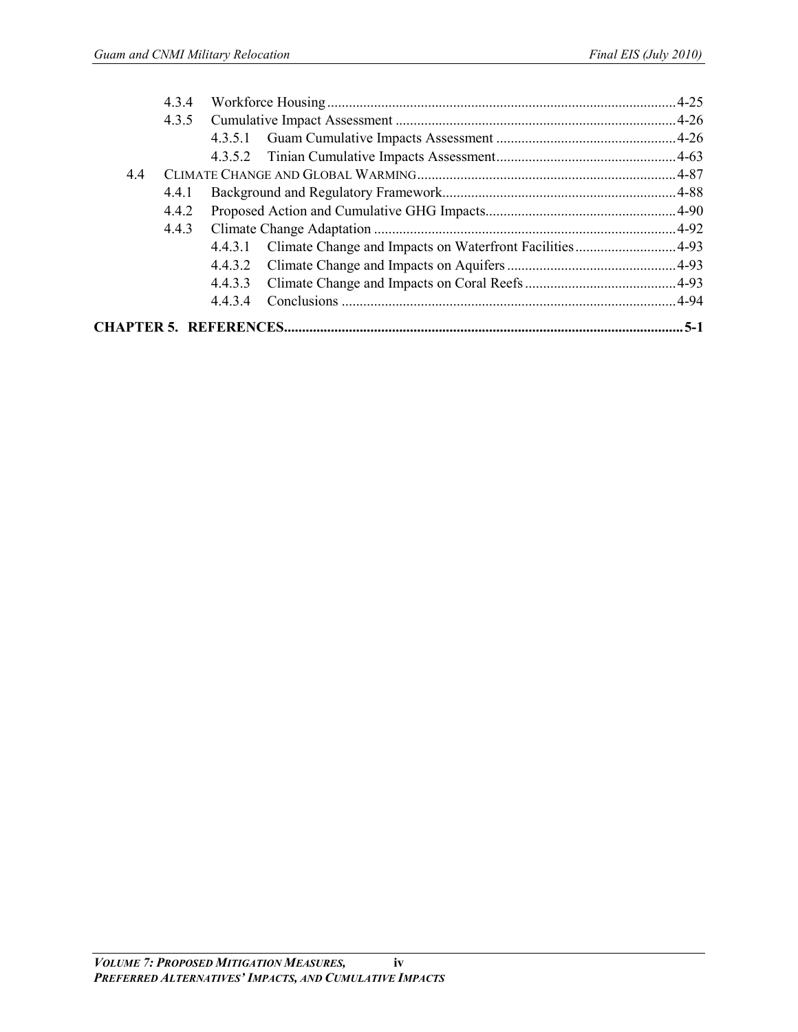| | | | |
|---|---|---|---|
| 4.3.4 | Workforce Housing | | 4-25 |
| 4.3.5 | Cumulative Impact Assessment | | 4-26 |
| | 4.3.5.1 | Guam Cumulative Impacts Assessment | 4-26 |
| | 4.3.5.2 | Tinian Cumulative Impacts Assessment | 4-63 |
| 4.4 | CLIMATE CHANGE AND GLOBAL WARMING | | 4-87 |
| 4.4.1 | Background and Regulatory Framework | | 4-88 |
| 4.4.2 | Proposed Action and Cumulative GHG Impacts | | 4-90 |
| 4.4.3 | Climate Change Adaptation | | 4-92 |
| | 4.4.3.1 | Climate Change and Impacts on Waterfront Facilities | 4-93 |
| | 4.4.3.2 | Climate Change and Impacts on Aquifers | 4-93 |
| | 4.4.3.3 | Climate Change and Impacts on Coral Reefs | 4-93 |
| | 4.4.3.4 | Conclusions | 4-94 |

**CHAPTER 5. REFERENCES ..... 5-1**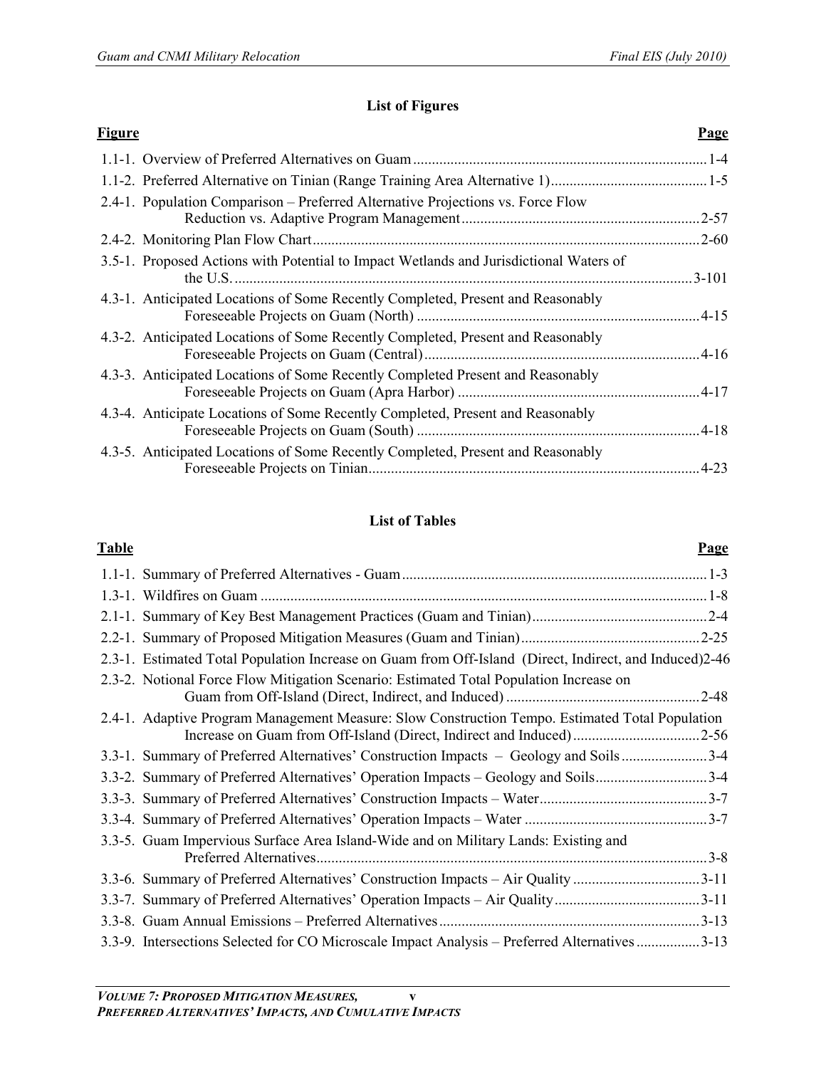## List of Figures

| Figure | | Page |
|---|---|---|
| 1.1-1. | Overview of Preferred Alternatives on Guam | 1-4 |
| 1.1-2. | Preferred Alternative on Tinian (Range Training Area Alternative 1) | 1-5 |
| 2.4-1. | Population Comparison – Preferred Alternative Projections vs. Force Flow Reduction vs. Adaptive Program Management | 2-57 |
| 2.4-2. | Monitoring Plan Flow Chart | 2-60 |
| 3.5-1. | Proposed Actions with Potential to Impact Wetlands and Jurisdictional Waters of the U.S. | 3-101 |
| 4.3-1. | Anticipated Locations of Some Recently Completed, Present and Reasonably Foreseeable Projects on Guam (North) | 4-15 |
| 4.3-2. | Anticipated Locations of Some Recently Completed, Present and Reasonably Foreseeable Projects on Guam (Central) | 4-16 |
| 4.3-3. | Anticipated Locations of Some Recently Completed Present and Reasonably Foreseeable Projects on Guam (Apra Harbor) | 4-17 |
| 4.3-4. | Anticipate Locations of Some Recently Completed, Present and Reasonably Foreseeable Projects on Guam (South) | 4-18 |
| 4.3-5. | Anticipated Locations of Some Recently Completed, Present and Reasonably Foreseeable Projects on Tinian | 4-23 |

## List of Tables

| Table | | Page |
|---|---|---|
| 1.1-1. | Summary of Preferred Alternatives - Guam | 1-3 |
| 1.3-1. | Wildfires on Guam | 1-8 |
| 2.1-1. | Summary of Key Best Management Practices (Guam and Tinian) | 2-4 |
| 2.2-1. | Summary of Proposed Mitigation Measures (Guam and Tinian) | 2-25 |
| 2.3-1. | Estimated Total Population Increase on Guam from Off-Island (Direct, Indirect, and Induced) | 2-46 |
| 2.3-2. | Notional Force Flow Mitigation Scenario: Estimated Total Population Increase on Guam from Off-Island (Direct, Indirect, and Induced) | 2-48 |
| 2.4-1. | Adaptive Program Management Measure: Slow Construction Tempo. Estimated Total Population Increase on Guam from Off-Island (Direct, Indirect and Induced) | 2-56 |
| 3.3-1. | Summary of Preferred Alternatives' Construction Impacts – Geology and Soils | 3-4 |
| 3.3-2. | Summary of Preferred Alternatives' Operation Impacts – Geology and Soils | 3-4 |
| 3.3-3. | Summary of Preferred Alternatives' Construction Impacts – Water | 3-7 |
| 3.3-4. | Summary of Preferred Alternatives' Operation Impacts – Water | 3-7 |
| 3.3-5. | Guam Impervious Surface Area Island-Wide and on Military Lands: Existing and Preferred Alternatives | 3-8 |
| 3.3-6. | Summary of Preferred Alternatives' Construction Impacts – Air Quality | 3-11 |
| 3.3-7. | Summary of Preferred Alternatives' Operation Impacts – Air Quality | 3-11 |
| 3.3-8. | Guam Annual Emissions – Preferred Alternatives | 3-13 |
| 3.3-9. | Intersections Selected for CO Microscale Impact Analysis – Preferred Alternatives | 3-13 |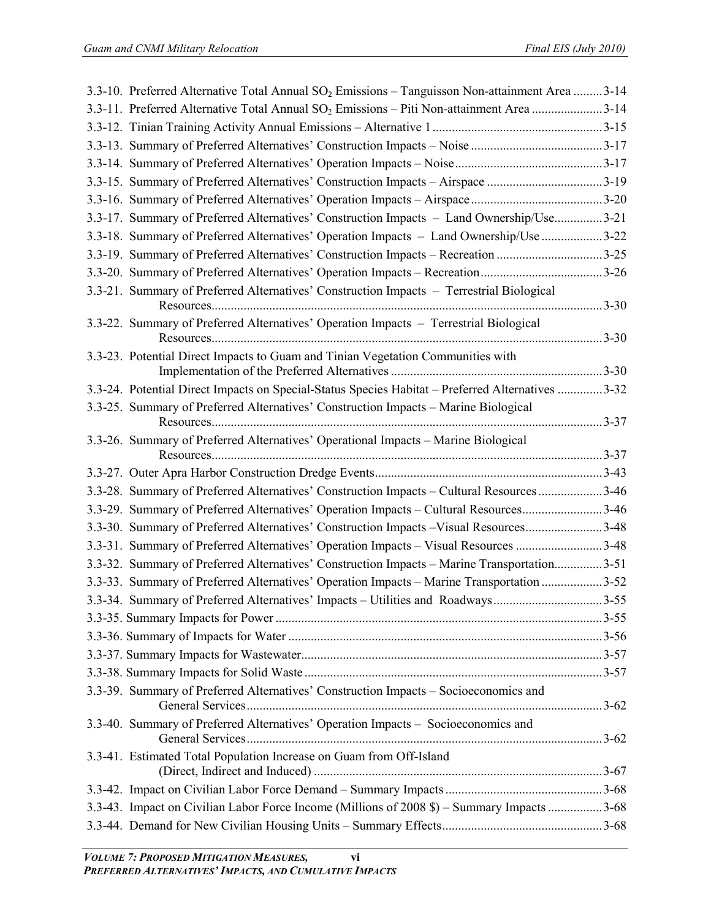3.3-10. Preferred Alternative Total Annual $SO_2$ Emissions – Tanguisson Non-attainment Area .........3-14
3.3-11. Preferred Alternative Total Annual $SO_2$ Emissions – Piti Non-attainment Area ......................3-14
3.3-12. Tinian Training Activity Annual Emissions – Alternative 1 .....................................................3-15
3.3-13. Summary of Preferred Alternatives' Construction Impacts – Noise .........................................3-17
3.3-14. Summary of Preferred Alternatives' Operation Impacts – Noise..............................................3-17
3.3-15. Summary of Preferred Alternatives' Construction Impacts – Airspace ....................................3-19
3.3-16. Summary of Preferred Alternatives' Operation Impacts – Airspace.........................................3-20
3.3-17. Summary of Preferred Alternatives' Construction Impacts – Land Ownership/Use...............3-21
3.3-18. Summary of Preferred Alternatives' Operation Impacts – Land Ownership/Use ...................3-22
3.3-19. Summary of Preferred Alternatives' Construction Impacts – Recreation .................................3-25
3.3-20. Summary of Preferred Alternatives' Operation Impacts – Recreation......................................3-26
3.3-21. Summary of Preferred Alternatives' Construction Impacts – Terrestrial Biological Resources..........................................................................................................................3-30
3.3-22. Summary of Preferred Alternatives' Operation Impacts – Terrestrial Biological Resources..........................................................................................................................3-30
3.3-23. Potential Direct Impacts to Guam and Tinian Vegetation Communities with Implementation of the Preferred Alternatives ..................................................................3-30
3.3-24. Potential Direct Impacts on Special-Status Species Habitat – Preferred Alternatives .............3-32
3.3-25. Summary of Preferred Alternatives' Construction Impacts – Marine Biological Resources..........................................................................................................................3-37
3.3-26. Summary of Preferred Alternatives' Operational Impacts – Marine Biological Resources..........................................................................................................................3-37
3.3-27. Outer Apra Harbor Construction Dredge Events.......................................................................3-43
3.3-28. Summary of Preferred Alternatives' Construction Impacts – Cultural Resources....................3-46
3.3-29. Summary of Preferred Alternatives' Operation Impacts – Cultural Resources.........................3-46
3.3-30. Summary of Preferred Alternatives' Construction Impacts –Visual Resources........................3-48
3.3-31. Summary of Preferred Alternatives' Operation Impacts – Visual Resources ...........................3-48
3.3-32. Summary of Preferred Alternatives' Construction Impacts – Marine Transportation...............3-51
3.3-33. Summary of Preferred Alternatives' Operation Impacts – Marine Transportation ...................3-52
3.3-34. Summary of Preferred Alternatives' Impacts – Utilities and Roadways..................................3-55
3.3-35. Summary Impacts for Power .....................................................................................................3-55
3.3-36. Summary of Impacts for Water .................................................................................................3-56
3.3-37. Summary Impacts for Wastewater.............................................................................................3-57
3.3-38. Summary Impacts for Solid Waste ............................................................................................3-57
3.3-39. Summary of Preferred Alternatives' Construction Impacts – Socioeconomics and General Services...............................................................................................................3-62
3.3-40. Summary of Preferred Alternatives' Operation Impacts – Socioeconomics and General Services...............................................................................................................3-62
3.3-41. Estimated Total Population Increase on Guam from Off-Island (Direct, Indirect and Induced) ..........................................................................................3-67
3.3-42. Impact on Civilian Labor Force Demand – Summary Impacts.................................................3-68
3.3-43. Impact on Civilian Labor Force Income (Millions of 2008 $) – Summary Impacts .................3-68
3.3-44. Demand for New Civilian Housing Units – Summary Effects..................................................3-68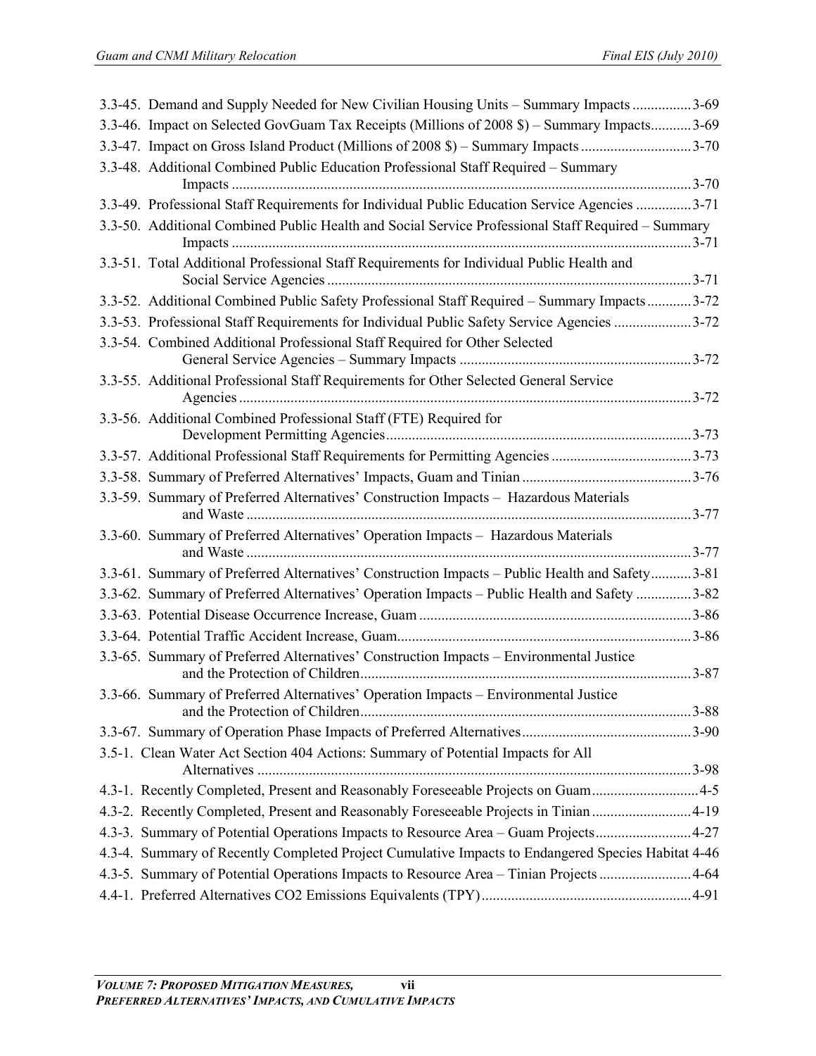3.3-45. Demand and Supply Needed for New Civilian Housing Units – Summary Impacts ................3-69
3.3-46. Impact on Selected GovGuam Tax Receipts (Millions of 2008 $) – Summary Impacts...........3-69
3.3-47. Impact on Gross Island Product (Millions of 2008 $) – Summary Impacts .............................3-70
3.3-48. Additional Combined Public Education Professional Staff Required – Summary Impacts ............................................................................................................................3-70
3.3-49. Professional Staff Requirements for Individual Public Education Service Agencies ...............3-71
3.3-50. Additional Combined Public Health and Social Service Professional Staff Required – Summary Impacts ............................................................................................................................3-71
3.3-51. Total Additional Professional Staff Requirements for Individual Public Health and Social Service Agencies ..................................................................................................3-71
3.3-52. Additional Combined Public Safety Professional Staff Required – Summary Impacts ............3-72
3.3-53. Professional Staff Requirements for Individual Public Safety Service Agencies .....................3-72
3.3-54. Combined Additional Professional Staff Required for Other Selected General Service Agencies – Summary Impacts ..............................................................3-72
3.3-55. Additional Professional Staff Requirements for Other Selected General Service Agencies ..........................................................................................................................3-72
3.3-56. Additional Combined Professional Staff (FTE) Required for Development Permitting Agencies..................................................................................3-73
3.3-57. Additional Professional Staff Requirements for Permitting Agencies ......................................3-73
3.3-58. Summary of Preferred Alternatives' Impacts, Guam and Tinian ..............................................3-76
3.3-59. Summary of Preferred Alternatives' Construction Impacts – Hazardous Materials and Waste ........................................................................................................................3-77
3.3-60. Summary of Preferred Alternatives' Operation Impacts – Hazardous Materials and Waste ........................................................................................................................3-77
3.3-61. Summary of Preferred Alternatives' Construction Impacts – Public Health and Safety...........3-81
3.3-62. Summary of Preferred Alternatives' Operation Impacts – Public Health and Safety ...............3-82
3.3-63. Potential Disease Occurrence Increase, Guam .........................................................................3-86
3.3-64. Potential Traffic Accident Increase, Guam...............................................................................3-86
3.3-65. Summary of Preferred Alternatives' Construction Impacts – Environmental Justice and the Protection of Children.........................................................................................3-87
3.3-66. Summary of Preferred Alternatives' Operation Impacts – Environmental Justice and the Protection of Children.........................................................................................3-88
3.3-67. Summary of Operation Phase Impacts of Preferred Alternatives.............................................3-90
3.5-1. Clean Water Act Section 404 Actions: Summary of Potential Impacts for All Alternatives .....................................................................................................................3-98
4.3-1. Recently Completed, Present and Reasonably Foreseeable Projects on Guam............................4-5
4.3-2. Recently Completed, Present and Reasonably Foreseeable Projects in Tinian ...........................4-19
4.3-3. Summary of Potential Operations Impacts to Resource Area – Guam Projects..........................4-27
4.3-4. Summary of Recently Completed Project Cumulative Impacts to Endangered Species Habitat 4-46
4.3-5. Summary of Potential Operations Impacts to Resource Area – Tinian Projects .........................4-64
4.4-1. Preferred Alternatives CO2 Emissions Equivalents (TPY).........................................................4-91